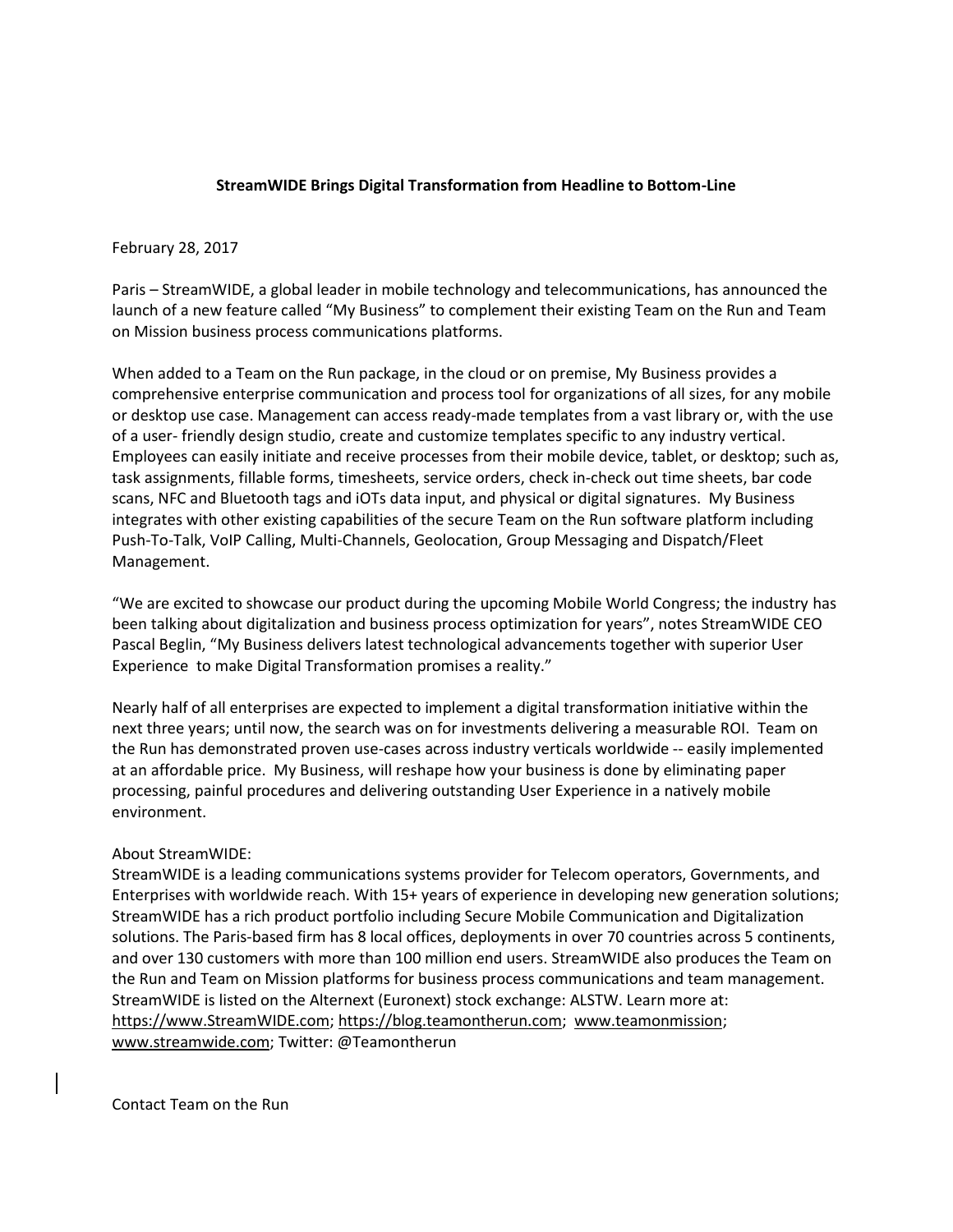# StreamWIDE Brings Digital Transformation from Headline to Bottom-Line

February 28, 2017

Paris – StreamWIDE, a global leader in mobile technology and telecommunications, has announced the launch of a new feature called "My Business" to complement their existing Team on the Run and Team on Mission business process communications platforms.

When added to a Team on the Run package, in the cloud or on premise, My Business provides a comprehensive enterprise communication and process tool for organizations of all sizes, for any mobile or desktop use case. Management can access ready-made templates from a vast library or, with the use of a user- friendly design studio, create and customize templates specific to any industry vertical. Employees can easily initiate and receive processes from their mobile device, tablet, or desktop; such as, task assignments, fillable forms, timesheets, service orders, check in-check out time sheets, bar code scans, NFC and Bluetooth tags and iOTs data input, and physical or digital signatures. My Business integrates with other existing capabilities of the secure Team on the Run software platform including Push-To-Talk, VoIP Calling, Multi-Channels, Geolocation, Group Messaging and Dispatch/Fleet Management.

"We are excited to showcase our product during the upcoming Mobile World Congress; the industry has been talking about digitalization and business process optimization for years", notes StreamWIDE CEO Pascal Beglin, "My Business delivers latest technological advancements together with superior User Experience to make Digital Transformation promises a reality."

Nearly half of all enterprises are expected to implement a digital transformation initiative within the next three years; until now, the search was on for investments delivering a measurable ROI. Team on the Run has demonstrated proven use-cases across industry verticals worldwide -- easily implemented at an affordable price. My Business, will reshape how your business is done by eliminating paper processing, painful procedures and delivering outstanding User Experience in a natively mobile environment.

About StreamWIDE:
StreamWIDE is a leading communications systems provider for Telecom operators, Governments, and Enterprises with worldwide reach. With 15+ years of experience in developing new generation solutions; StreamWIDE has a rich product portfolio including Secure Mobile Communication and Digitalization solutions. The Paris-based firm has 8 local offices, deployments in over 70 countries across 5 continents, and over 130 customers with more than 100 million end users. StreamWIDE also produces the Team on the Run and Team on Mission platforms for business process communications and team management. StreamWIDE is listed on the Alternext (Euronext) stock exchange: ALSTW. Learn more at: https://www.StreamWIDE.com; https://blog.teamontherun.com; www.teamonmission; www.streamwide.com; Twitter: @Teamontherun

Contact Team on the Run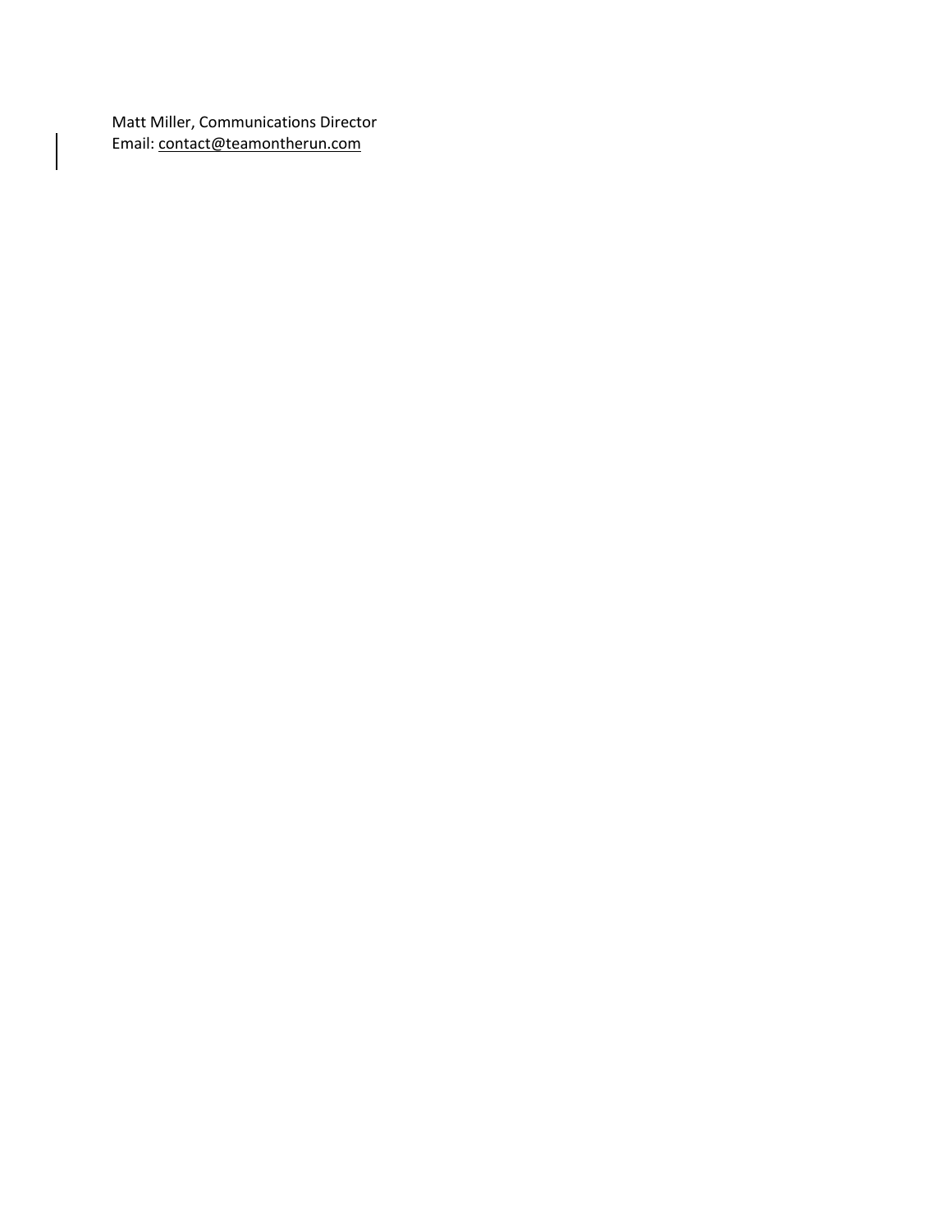Matt Miller, Communications Director
Email: contact@teamontherun.com